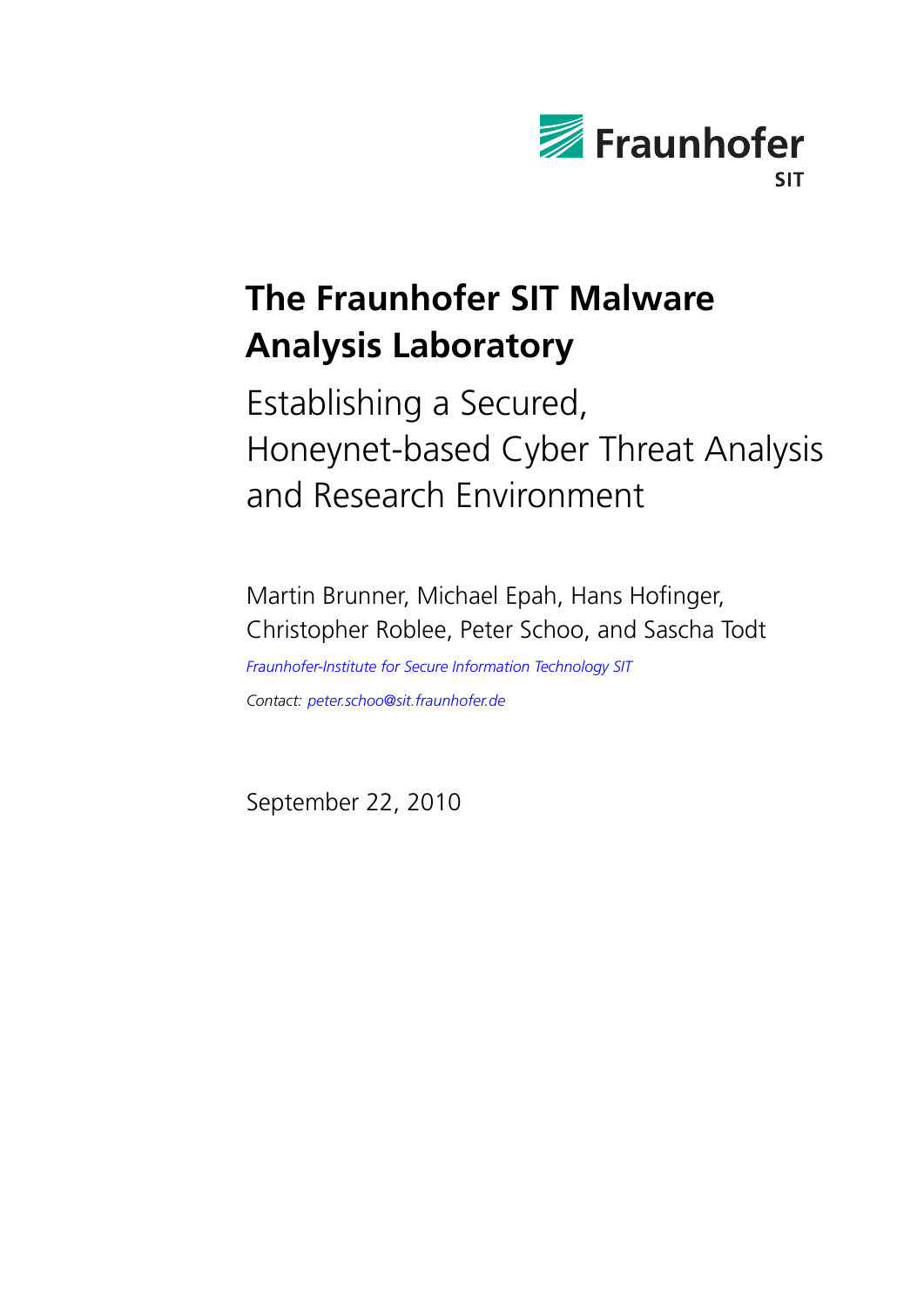Fraunhofer SIT

# The Fraunhofer SIT Malware Analysis Laboratory

## Establishing a Secured, Honeynet-based Cyber Threat Analysis and Research Environment

Martin Brunner, Michael Epah, Hans Hofinger, Christopher Roblee, Peter Schoo, and Sascha Todt

*Fraunhofer-Institute for Secure Information Technology SIT*

*Contact: peter.schoo@sit.fraunhofer.de*

September 22, 2010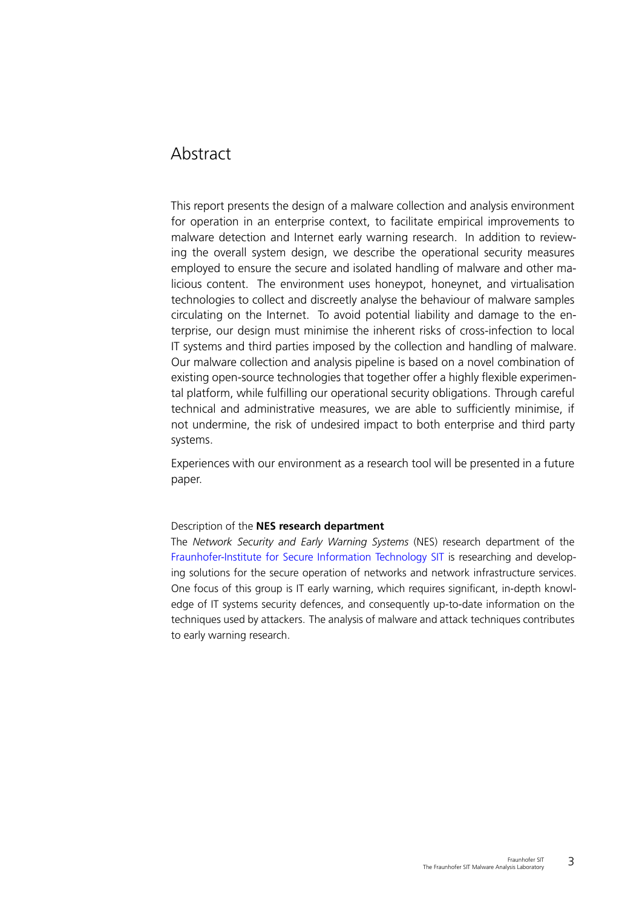# Abstract

This report presents the design of a malware collection and analysis environment for operation in an enterprise context, to facilitate empirical improvements to malware detection and Internet early warning research. In addition to reviewing the overall system design, we describe the operational security measures employed to ensure the secure and isolated handling of malware and other malicious content. The environment uses honeypot, honeynet, and virtualisation technologies to collect and discreetly analyse the behaviour of malware samples circulating on the Internet. To avoid potential liability and damage to the enterprise, our design must minimise the inherent risks of cross-infection to local IT systems and third parties imposed by the collection and handling of malware. Our malware collection and analysis pipeline is based on a novel combination of existing open-source technologies that together offer a highly flexible experimental platform, while fulfilling our operational security obligations. Through careful technical and administrative measures, we are able to sufficiently minimise, if not undermine, the risk of undesired impact to both enterprise and third party systems.

Experiences with our environment as a research tool will be presented in a future paper.

Description of the **NES research department**

The *Network Security and Early Warning Systems* (NES) research department of the Fraunhofer-Institute for Secure Information Technology SIT is researching and developing solutions for the secure operation of networks and network infrastructure services. One focus of this group is IT early warning, which requires significant, in-depth knowledge of IT systems security defences, and consequently up-to-date information on the techniques used by attackers. The analysis of malware and attack techniques contributes to early warning research.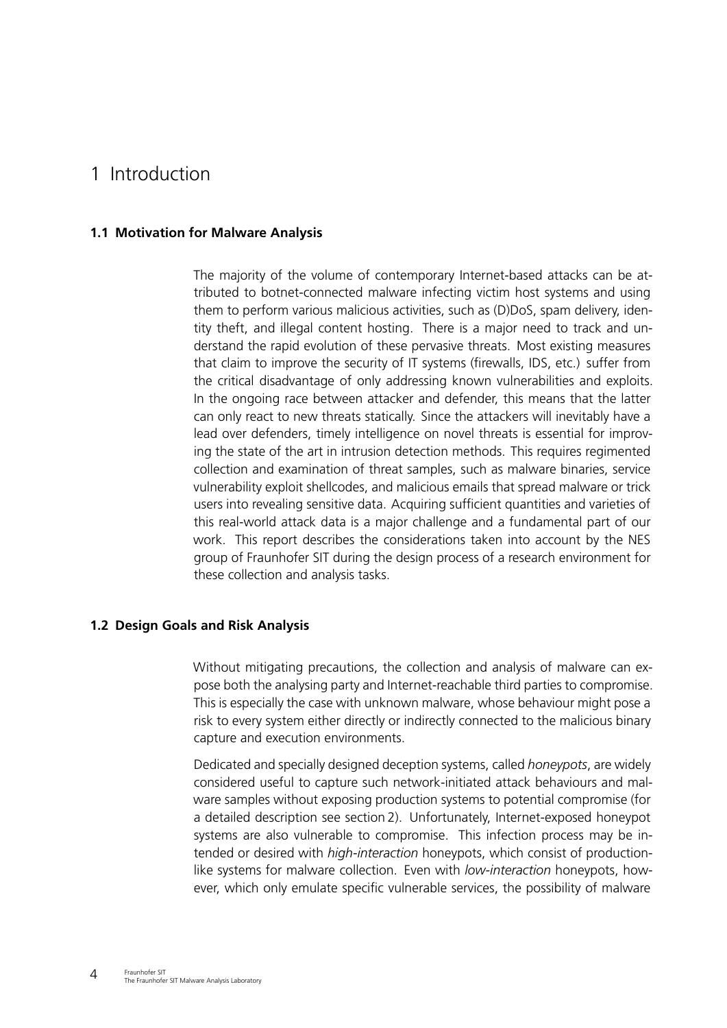# 1 Introduction

## 1.1 Motivation for Malware Analysis

The majority of the volume of contemporary Internet-based attacks can be attributed to botnet-connected malware infecting victim host systems and using them to perform various malicious activities, such as (D)DoS, spam delivery, identity theft, and illegal content hosting. There is a major need to track and understand the rapid evolution of these pervasive threats. Most existing measures that claim to improve the security of IT systems (firewalls, IDS, etc.) suffer from the critical disadvantage of only addressing known vulnerabilities and exploits. In the ongoing race between attacker and defender, this means that the latter can only react to new threats statically. Since the attackers will inevitably have a lead over defenders, timely intelligence on novel threats is essential for improving the state of the art in intrusion detection methods. This requires regimented collection and examination of threat samples, such as malware binaries, service vulnerability exploit shellcodes, and malicious emails that spread malware or trick users into revealing sensitive data. Acquiring sufficient quantities and varieties of this real-world attack data is a major challenge and a fundamental part of our work. This report describes the considerations taken into account by the NES group of Fraunhofer SIT during the design process of a research environment for these collection and analysis tasks.

## 1.2 Design Goals and Risk Analysis

Without mitigating precautions, the collection and analysis of malware can expose both the analysing party and Internet-reachable third parties to compromise. This is especially the case with unknown malware, whose behaviour might pose a risk to every system either directly or indirectly connected to the malicious binary capture and execution environments.

Dedicated and specially designed deception systems, called *honeypots*, are widely considered useful to capture such network-initiated attack behaviours and malware samples without exposing production systems to potential compromise (for a detailed description see section 2). Unfortunately, Internet-exposed honeypot systems are also vulnerable to compromise. This infection process may be intended or desired with *high-interaction* honeypots, which consist of production-like systems for malware collection. Even with *low-interaction* honeypots, however, which only emulate specific vulnerable services, the possibility of malware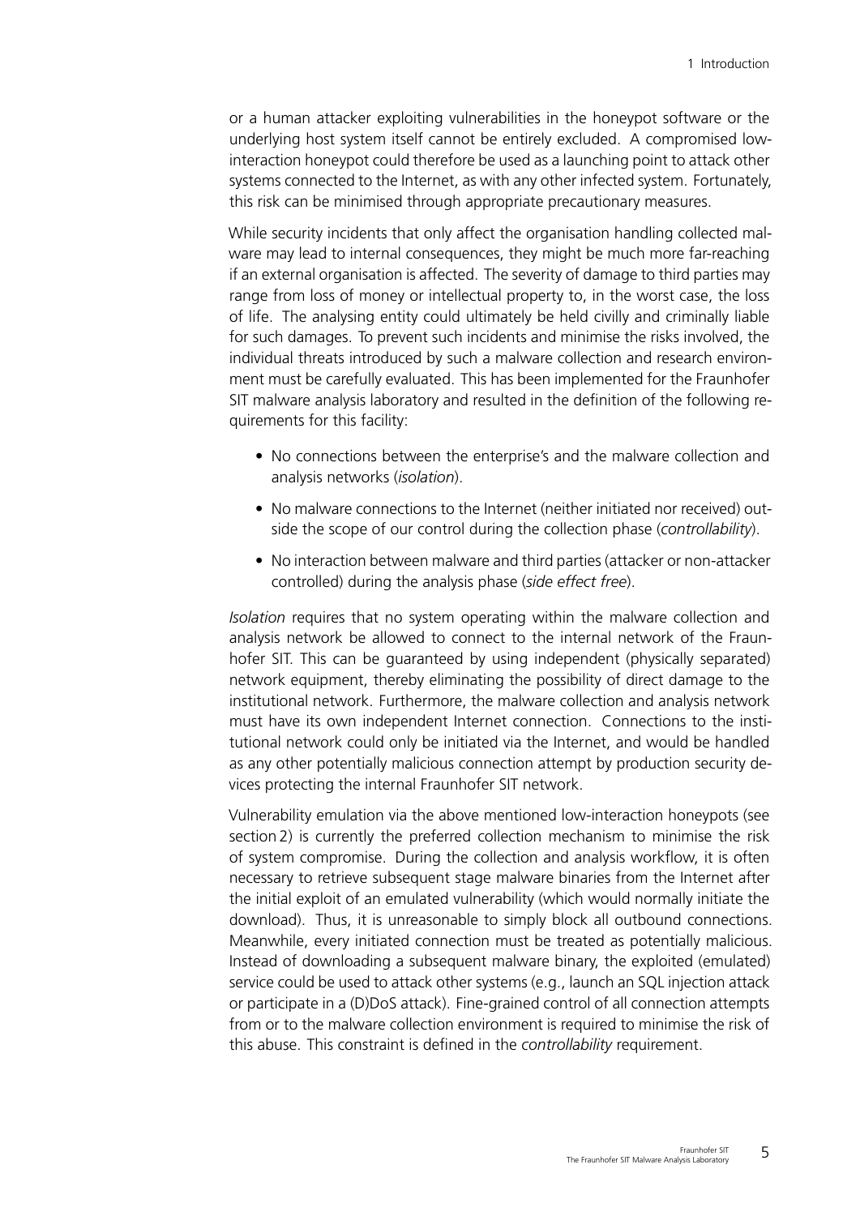or a human attacker exploiting vulnerabilities in the honeypot software or the underlying host system itself cannot be entirely excluded. A compromised low-interaction honeypot could therefore be used as a launching point to attack other systems connected to the Internet, as with any other infected system. Fortunately, this risk can be minimised through appropriate precautionary measures.

While security incidents that only affect the organisation handling collected malware may lead to internal consequences, they might be much more far-reaching if an external organisation is affected. The severity of damage to third parties may range from loss of money or intellectual property to, in the worst case, the loss of life. The analysing entity could ultimately be held civilly and criminally liable for such damages. To prevent such incidents and minimise the risks involved, the individual threats introduced by such a malware collection and research environment must be carefully evaluated. This has been implemented for the Fraunhofer SIT malware analysis laboratory and resulted in the definition of the following requirements for this facility:

- No connections between the enterprise's and the malware collection and analysis networks (*isolation*).
- No malware connections to the Internet (neither initiated nor received) outside the scope of our control during the collection phase (*controllability*).
- No interaction between malware and third parties (attacker or non-attacker controlled) during the analysis phase (*side effect free*).

*Isolation* requires that no system operating within the malware collection and analysis network be allowed to connect to the internal network of the Fraunhofer SIT. This can be guaranteed by using independent (physically separated) network equipment, thereby eliminating the possibility of direct damage to the institutional network. Furthermore, the malware collection and analysis network must have its own independent Internet connection. Connections to the institutional network could only be initiated via the Internet, and would be handled as any other potentially malicious connection attempt by production security devices protecting the internal Fraunhofer SIT network.

Vulnerability emulation via the above mentioned low-interaction honeypots (see section 2) is currently the preferred collection mechanism to minimise the risk of system compromise. During the collection and analysis workflow, it is often necessary to retrieve subsequent stage malware binaries from the Internet after the initial exploit of an emulated vulnerability (which would normally initiate the download). Thus, it is unreasonable to simply block all outbound connections. Meanwhile, every initiated connection must be treated as potentially malicious. Instead of downloading a subsequent malware binary, the exploited (emulated) service could be used to attack other systems (e.g., launch an SQL injection attack or participate in a (D)DoS attack). Fine-grained control of all connection attempts from or to the malware collection environment is required to minimise the risk of this abuse. This constraint is defined in the *controllability* requirement.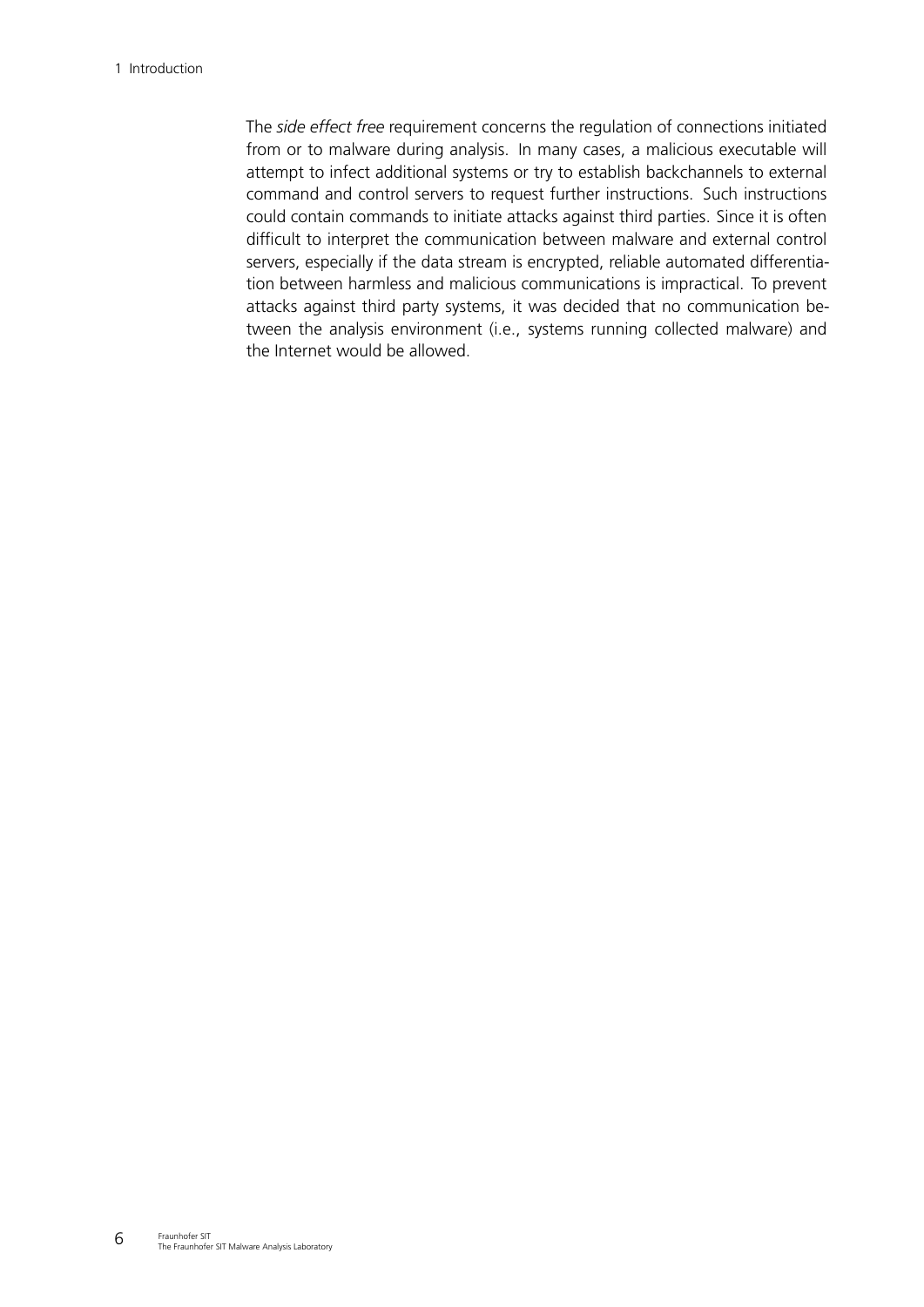The *side effect free* requirement concerns the regulation of connections initiated from or to malware during analysis. In many cases, a malicious executable will attempt to infect additional systems or try to establish backchannels to external command and control servers to request further instructions. Such instructions could contain commands to initiate attacks against third parties. Since it is often difficult to interpret the communication between malware and external control servers, especially if the data stream is encrypted, reliable automated differentiation between harmless and malicious communications is impractical. To prevent attacks against third party systems, it was decided that no communication between the analysis environment (i.e., systems running collected malware) and the Internet would be allowed.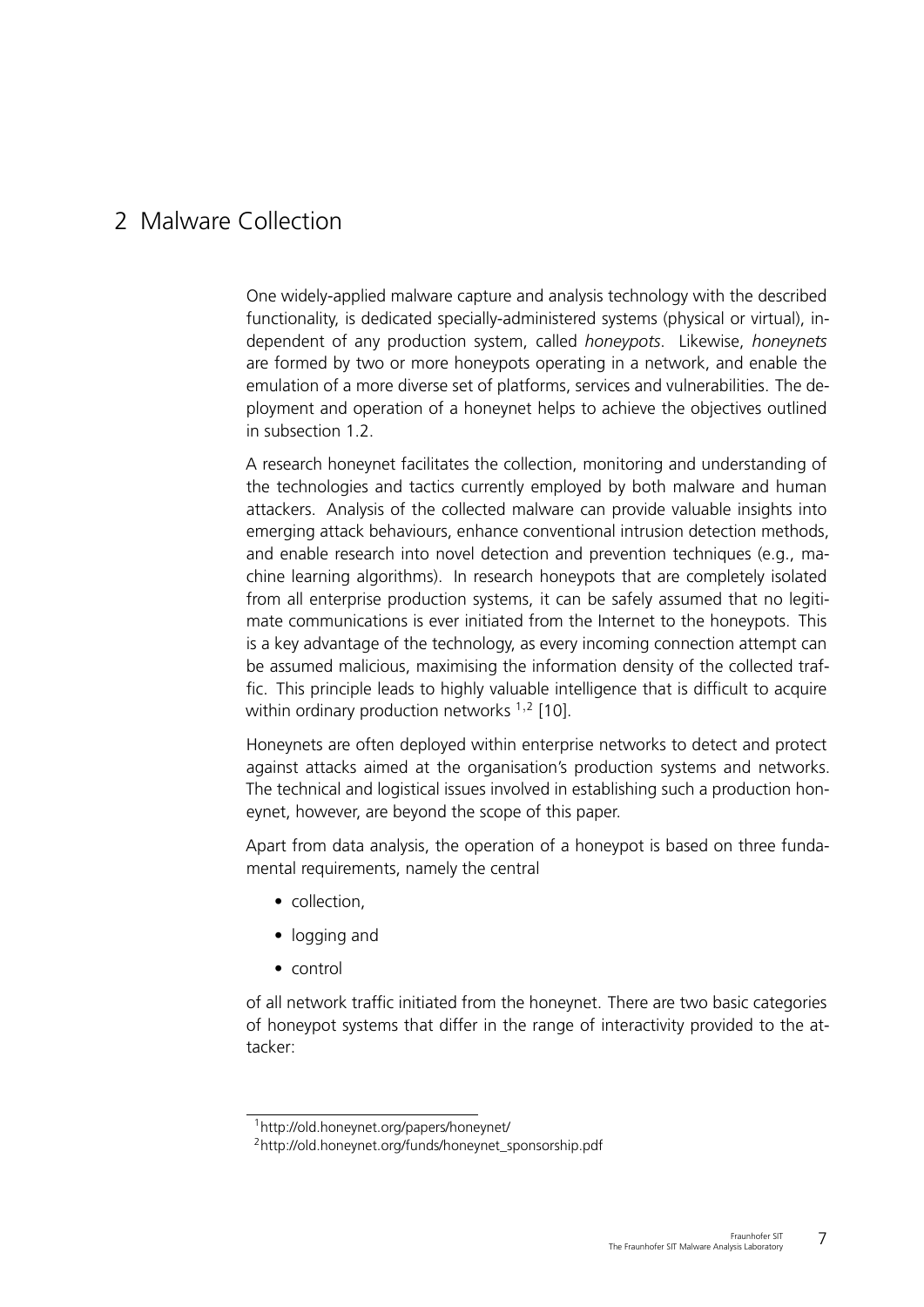# 2 Malware Collection

One widely-applied malware capture and analysis technology with the described functionality, is dedicated specially-administered systems (physical or virtual), independent of any production system, called *honeypots*. Likewise, *honeynets* are formed by two or more honeypots operating in a network, and enable the emulation of a more diverse set of platforms, services and vulnerabilities. The deployment and operation of a honeynet helps to achieve the objectives outlined in subsection 1.2.

A research honeynet facilitates the collection, monitoring and understanding of the technologies and tactics currently employed by both malware and human attackers. Analysis of the collected malware can provide valuable insights into emerging attack behaviours, enhance conventional intrusion detection methods, and enable research into novel detection and prevention techniques (e.g., machine learning algorithms). In research honeypots that are completely isolated from all enterprise production systems, it can be safely assumed that no legitimate communications is ever initiated from the Internet to the honeypots. This is a key advantage of the technology, as every incoming connection attempt can be assumed malicious, maximising the information density of the collected traffic. This principle leads to highly valuable intelligence that is difficult to acquire within ordinary production networks [1,2] [10].

Honeynets are often deployed within enterprise networks to detect and protect against attacks aimed at the organisation's production systems and networks. The technical and logistical issues involved in establishing such a production honeynet, however, are beyond the scope of this paper.

Apart from data analysis, the operation of a honeypot is based on three fundamental requirements, namely the central

- collection,
- logging and
- control

of all network traffic initiated from the honeynet. There are two basic categories of honeypot systems that differ in the range of interactivity provided to the attacker:

[1] http://old.honeynet.org/papers/honeynet/

[2] http://old.honeynet.org/funds/honeynet_sponsorship.pdf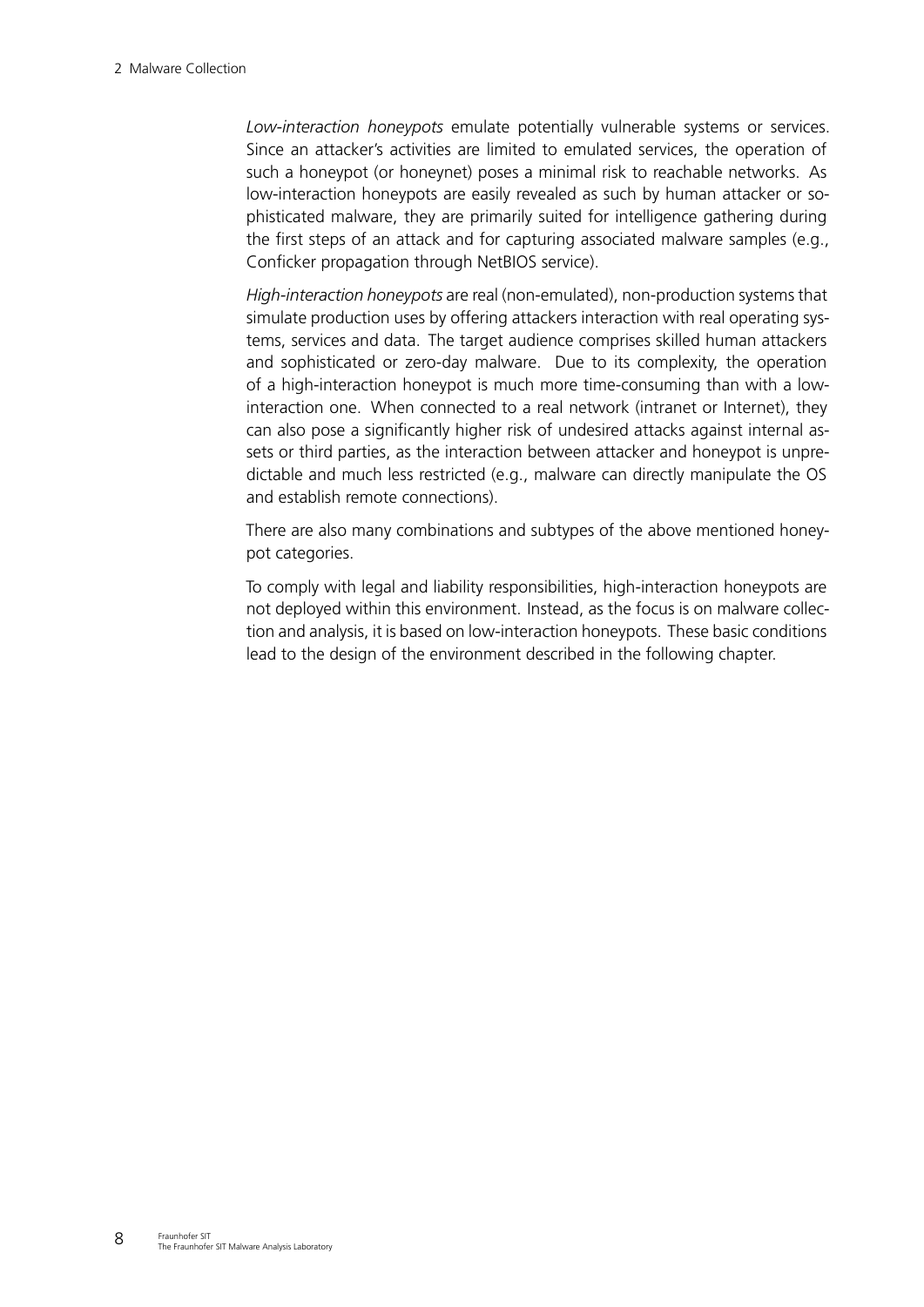*Low-interaction honeypots* emulate potentially vulnerable systems or services. Since an attacker's activities are limited to emulated services, the operation of such a honeypot (or honeynet) poses a minimal risk to reachable networks. As low-interaction honeypots are easily revealed as such by human attacker or sophisticated malware, they are primarily suited for intelligence gathering during the first steps of an attack and for capturing associated malware samples (e.g., Conficker propagation through NetBIOS service).

*High-interaction honeypots* are real (non-emulated), non-production systems that simulate production uses by offering attackers interaction with real operating systems, services and data. The target audience comprises skilled human attackers and sophisticated or zero-day malware. Due to its complexity, the operation of a high-interaction honeypot is much more time-consuming than with a low-interaction one. When connected to a real network (intranet or Internet), they can also pose a significantly higher risk of undesired attacks against internal assets or third parties, as the interaction between attacker and honeypot is unpredictable and much less restricted (e.g., malware can directly manipulate the OS and establish remote connections).

There are also many combinations and subtypes of the above mentioned honeypot categories.

To comply with legal and liability responsibilities, high-interaction honeypots are not deployed within this environment. Instead, as the focus is on malware collection and analysis, it is based on low-interaction honeypots. These basic conditions lead to the design of the environment described in the following chapter.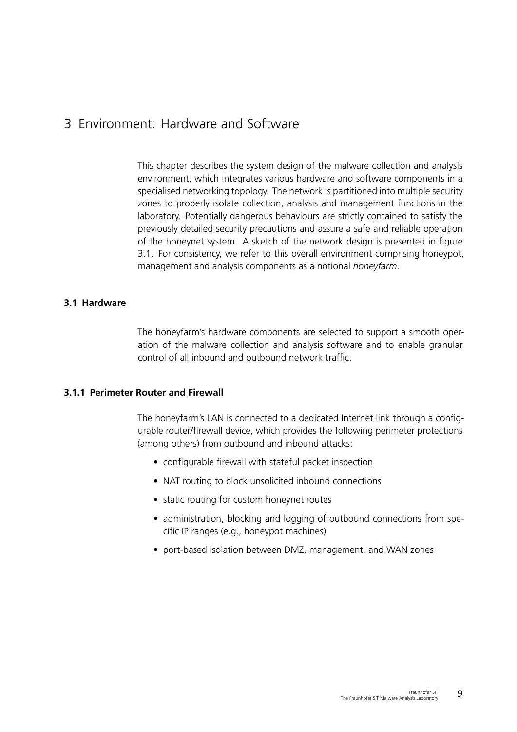# 3 Environment: Hardware and Software

This chapter describes the system design of the malware collection and analysis environment, which integrates various hardware and software components in a specialised networking topology. The network is partitioned into multiple security zones to properly isolate collection, analysis and management functions in the laboratory. Potentially dangerous behaviours are strictly contained to satisfy the previously detailed security precautions and assure a safe and reliable operation of the honeynet system. A sketch of the network design is presented in figure 3.1. For consistency, we refer to this overall environment comprising honeypot, management and analysis components as a notional *honeyfarm*.

## 3.1 Hardware

The honeyfarm's hardware components are selected to support a smooth operation of the malware collection and analysis software and to enable granular control of all inbound and outbound network traffic.

### 3.1.1 Perimeter Router and Firewall

The honeyfarm's LAN is connected to a dedicated Internet link through a configurable router/firewall device, which provides the following perimeter protections (among others) from outbound and inbound attacks:

- configurable firewall with stateful packet inspection
- NAT routing to block unsolicited inbound connections
- static routing for custom honeynet routes
- administration, blocking and logging of outbound connections from specific IP ranges (e.g., honeypot machines)
- port-based isolation between DMZ, management, and WAN zones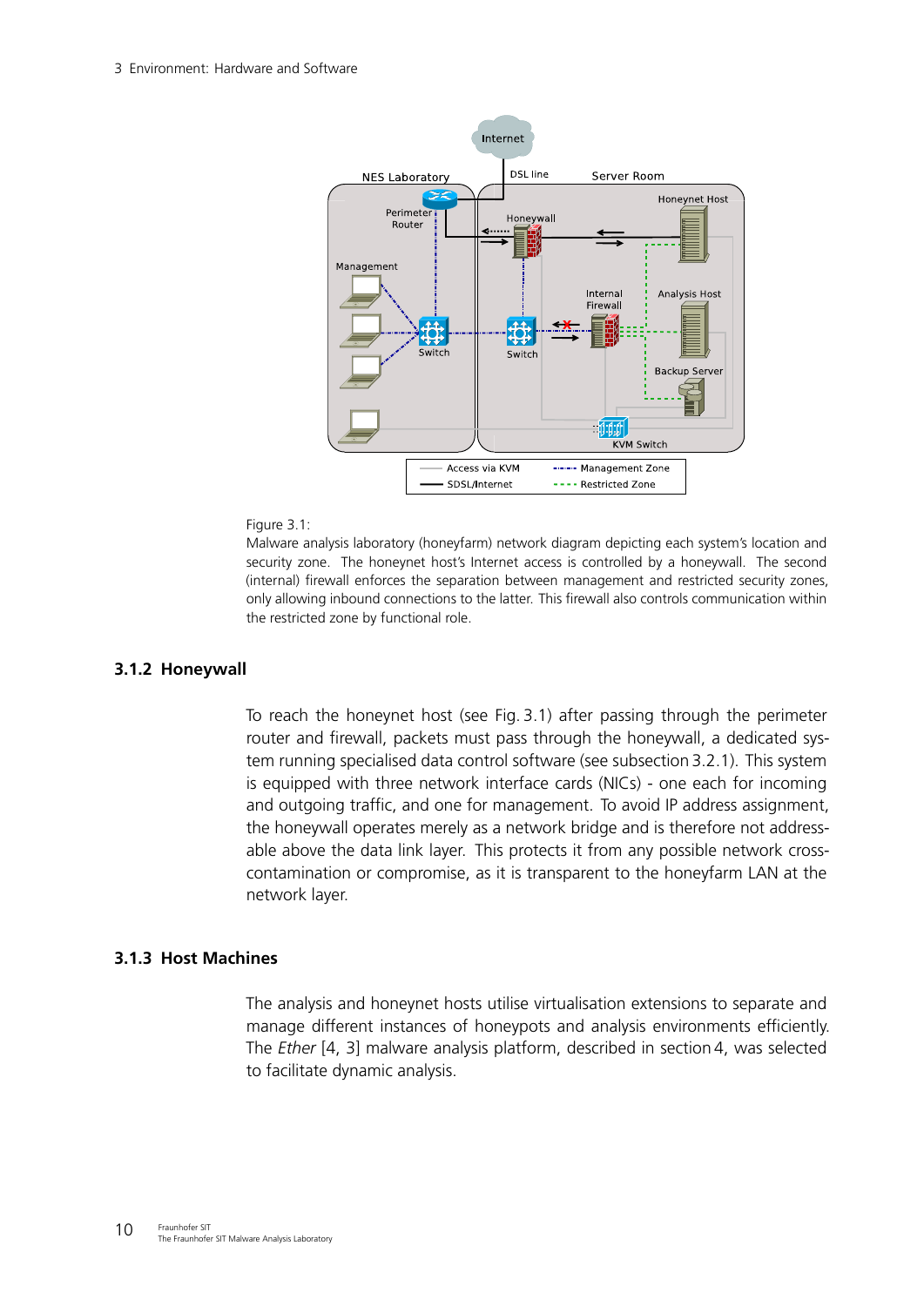Figure 3.1:
Malware analysis laboratory (honeyfarm) network diagram depicting each system's location and security zone. The honeynet host's Internet access is controlled by a honeywall. The second (internal) firewall enforces the separation between management and restricted security zones, only allowing inbound connections to the latter. This firewall also controls communication within the restricted zone by functional role.

### 3.1.2 Honeywall

To reach the honeynet host (see Fig. 3.1) after passing through the perimeter router and firewall, packets must pass through the honeywall, a dedicated system running specialised data control software (see subsection 3.2.1). This system is equipped with three network interface cards (NICs) - one each for incoming and outgoing traffic, and one for management. To avoid IP address assignment, the honeywall operates merely as a network bridge and is therefore not addressable above the data link layer. This protects it from any possible network cross-contamination or compromise, as it is transparent to the honeyfarm LAN at the network layer.

### 3.1.3 Host Machines

The analysis and honeynet hosts utilise virtualisation extensions to separate and manage different instances of honeypots and analysis environments efficiently. The *Ether* [4, 3] malware analysis platform, described in section 4, was selected to facilitate dynamic analysis.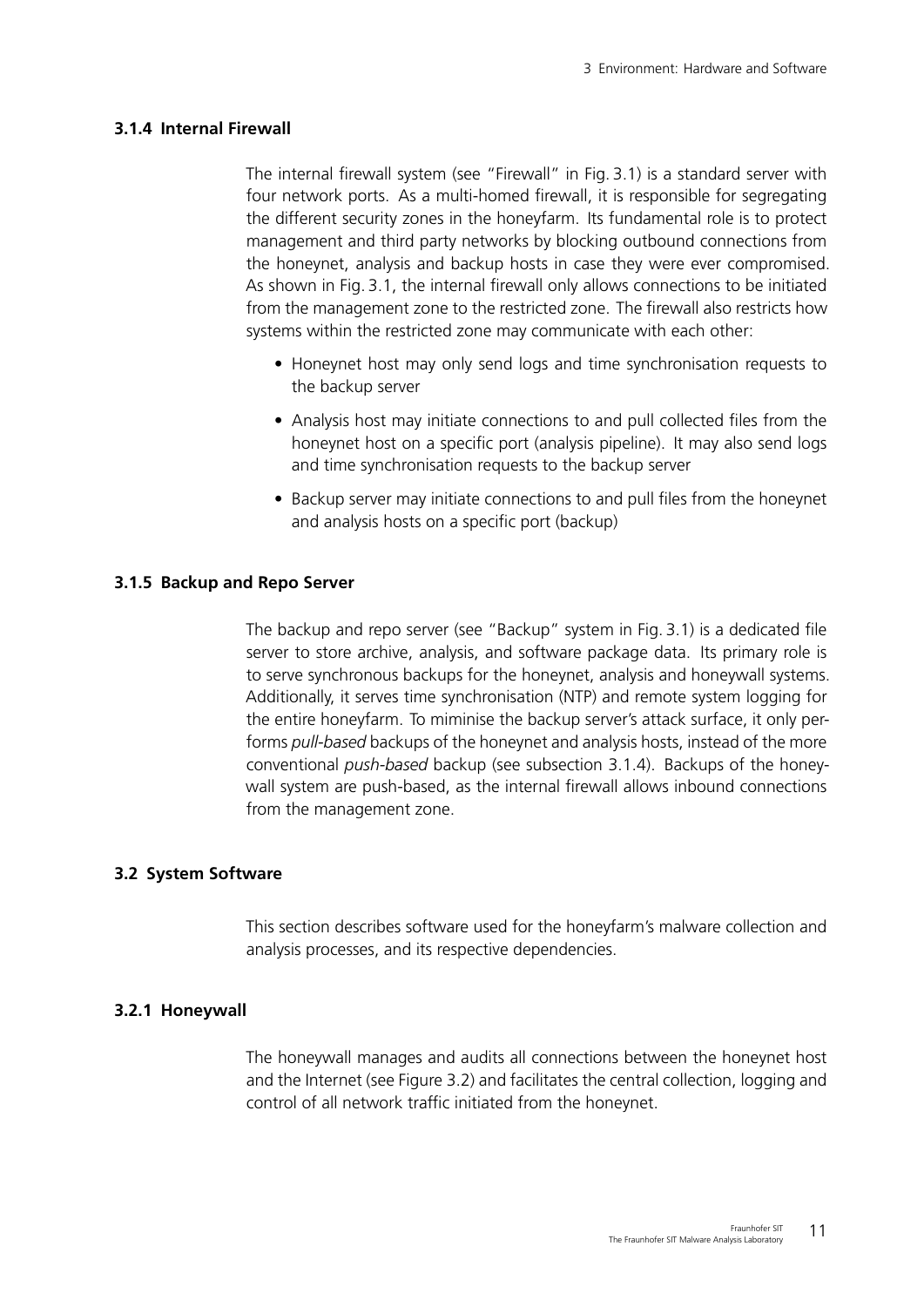### 3.1.4 Internal Firewall

The internal firewall system (see "Firewall" in Fig. 3.1) is a standard server with four network ports. As a multi-homed firewall, it is responsible for segregating the different security zones in the honeyfarm. Its fundamental role is to protect management and third party networks by blocking outbound connections from the honeynet, analysis and backup hosts in case they were ever compromised. As shown in Fig. 3.1, the internal firewall only allows connections to be initiated from the management zone to the restricted zone. The firewall also restricts how systems within the restricted zone may communicate with each other:

- Honeynet host may only send logs and time synchronisation requests to the backup server
- Analysis host may initiate connections to and pull collected files from the honeynet host on a specific port (analysis pipeline). It may also send logs and time synchronisation requests to the backup server
- Backup server may initiate connections to and pull files from the honeynet and analysis hosts on a specific port (backup)

### 3.1.5 Backup and Repo Server

The backup and repo server (see "Backup" system in Fig. 3.1) is a dedicated file server to store archive, analysis, and software package data. Its primary role is to serve synchronous backups for the honeynet, analysis and honeywall systems. Additionally, it serves time synchronisation (NTP) and remote system logging for the entire honeyfarm. To miminise the backup server's attack surface, it only performs *pull-based* backups of the honeynet and analysis hosts, instead of the more conventional *push-based* backup (see subsection 3.1.4). Backups of the honeywall system are push-based, as the internal firewall allows inbound connections from the management zone.

## 3.2 System Software

This section describes software used for the honeyfarm's malware collection and analysis processes, and its respective dependencies.

### 3.2.1 Honeywall

The honeywall manages and audits all connections between the honeynet host and the Internet (see Figure 3.2) and facilitates the central collection, logging and control of all network traffic initiated from the honeynet.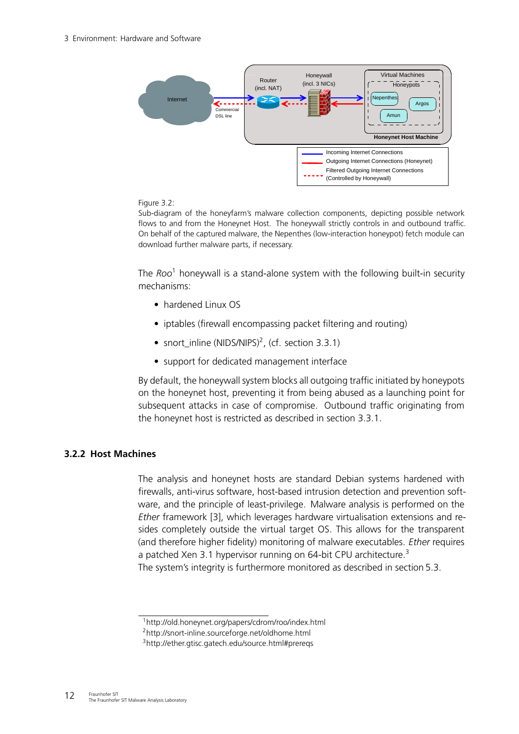Figure 3.2:
Sub-diagram of the honeyfarm's malware collection components, depicting possible network flows to and from the Honeynet Host. The honeywall strictly controls in and outbound traffic. On behalf of the captured malware, the Nepenthes (low-interaction honeypot) fetch module can download further malware parts, if necessary.

The *Roo*[1] honeywall is a stand-alone system with the following built-in security mechanisms:

- hardened Linux OS
- iptables (firewall encompassing packet filtering and routing)
- snort_inline (NIDS/NIPS)[2], (cf. section 3.3.1)
- support for dedicated management interface

By default, the honeywall system blocks all outgoing traffic initiated by honeypots on the honeynet host, preventing it from being abused as a launching point for subsequent attacks in case of compromise. Outbound traffic originating from the honeynet host is restricted as described in section 3.3.1.

### 3.2.2 Host Machines

The analysis and honeynet hosts are standard Debian systems hardened with firewalls, anti-virus software, host-based intrusion detection and prevention software, and the principle of least-privilege. Malware analysis is performed on the *Ether* framework [3], which leverages hardware virtualisation extensions and resides completely outside the virtual target OS. This allows for the transparent (and therefore higher fidelity) monitoring of malware executables. *Ether* requires a patched Xen 3.1 hypervisor running on 64-bit CPU architecture.[3]
The system's integrity is furthermore monitored as described in section 5.3.

[1] http://old.honeynet.org/papers/cdrom/roo/index.html
[2] http://snort-inline.sourceforge.net/oldhome.html
[3] http://ether.gtisc.gatech.edu/source.html#prereqs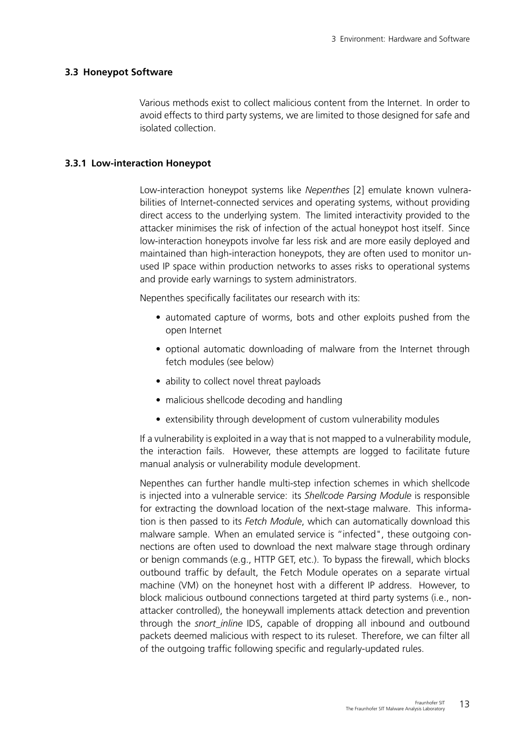## 3.3 Honeypot Software

Various methods exist to collect malicious content from the Internet. In order to avoid effects to third party systems, we are limited to those designed for safe and isolated collection.

### 3.3.1 Low-interaction Honeypot

Low-interaction honeypot systems like *Nepenthes* [2] emulate known vulnerabilities of Internet-connected services and operating systems, without providing direct access to the underlying system. The limited interactivity provided to the attacker minimises the risk of infection of the actual honeypot host itself. Since low-interaction honeypots involve far less risk and are more easily deployed and maintained than high-interaction honeypots, they are often used to monitor unused IP space within production networks to asses risks to operational systems and provide early warnings to system administrators.

Nepenthes specifically facilitates our research with its:

- automated capture of worms, bots and other exploits pushed from the open Internet
- optional automatic downloading of malware from the Internet through fetch modules (see below)
- ability to collect novel threat payloads
- malicious shellcode decoding and handling
- extensibility through development of custom vulnerability modules

If a vulnerability is exploited in a way that is not mapped to a vulnerability module, the interaction fails. However, these attempts are logged to facilitate future manual analysis or vulnerability module development.

Nepenthes can further handle multi-step infection schemes in which shellcode is injected into a vulnerable service: its *Shellcode Parsing Module* is responsible for extracting the download location of the next-stage malware. This information is then passed to its *Fetch Module*, which can automatically download this malware sample. When an emulated service is "infected", these outgoing connections are often used to download the next malware stage through ordinary or benign commands (e.g., HTTP GET, etc.). To bypass the firewall, which blocks outbound traffic by default, the Fetch Module operates on a separate virtual machine (VM) on the honeynet host with a different IP address. However, to block malicious outbound connections targeted at third party systems (i.e., non-attacker controlled), the honeywall implements attack detection and prevention through the *snort_inline* IDS, capable of dropping all inbound and outbound packets deemed malicious with respect to its ruleset. Therefore, we can filter all of the outgoing traffic following specific and regularly-updated rules.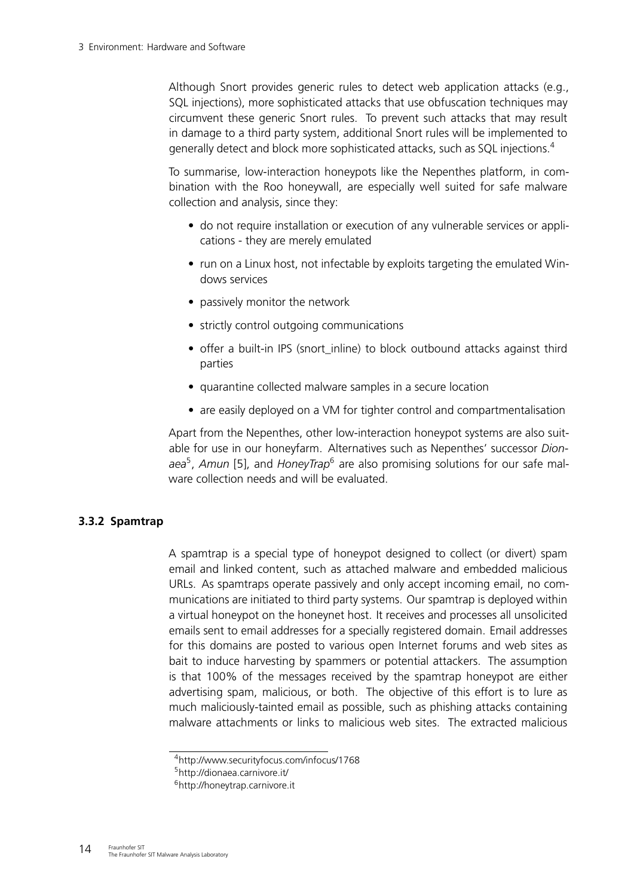Although Snort provides generic rules to detect web application attacks (e.g., SQL injections), more sophisticated attacks that use obfuscation techniques may circumvent these generic Snort rules. To prevent such attacks that may result in damage to a third party system, additional Snort rules will be implemented to generally detect and block more sophisticated attacks, such as SQL injections.[4]

To summarise, low-interaction honeypots like the Nepenthes platform, in combination with the Roo honeywall, are especially well suited for safe malware collection and analysis, since they:

- do not require installation or execution of any vulnerable services or applications - they are merely emulated
- run on a Linux host, not infectable by exploits targeting the emulated Windows services
- passively monitor the network
- strictly control outgoing communications
- offer a built-in IPS (snort_inline) to block outbound attacks against third parties
- quarantine collected malware samples in a secure location
- are easily deployed on a VM for tighter control and compartmentalisation

Apart from the Nepenthes, other low-interaction honeypot systems are also suitable for use in our honeyfarm. Alternatives such as Nepenthes' successor *Dionaea*[5], *Amun* [5], and *HoneyTrap*[6] are also promising solutions for our safe malware collection needs and will be evaluated.

### 3.3.2 Spamtrap

A spamtrap is a special type of honeypot designed to collect (or divert) spam email and linked content, such as attached malware and embedded malicious URLs. As spamtraps operate passively and only accept incoming email, no communications are initiated to third party systems. Our spamtrap is deployed within a virtual honeypot on the honeynet host. It receives and processes all unsolicited emails sent to email addresses for a specially registered domain. Email addresses for this domains are posted to various open Internet forums and web sites as bait to induce harvesting by spammers or potential attackers. The assumption is that 100% of the messages received by the spamtrap honeypot are either advertising spam, malicious, or both. The objective of this effort is to lure as much maliciously-tainted email as possible, such as phishing attacks containing malware attachments or links to malicious web sites. The extracted malicious

[4] http://www.securityfocus.com/infocus/1768

[5] http://dionaea.carnivore.it/

[6] http://honeytrap.carnivore.it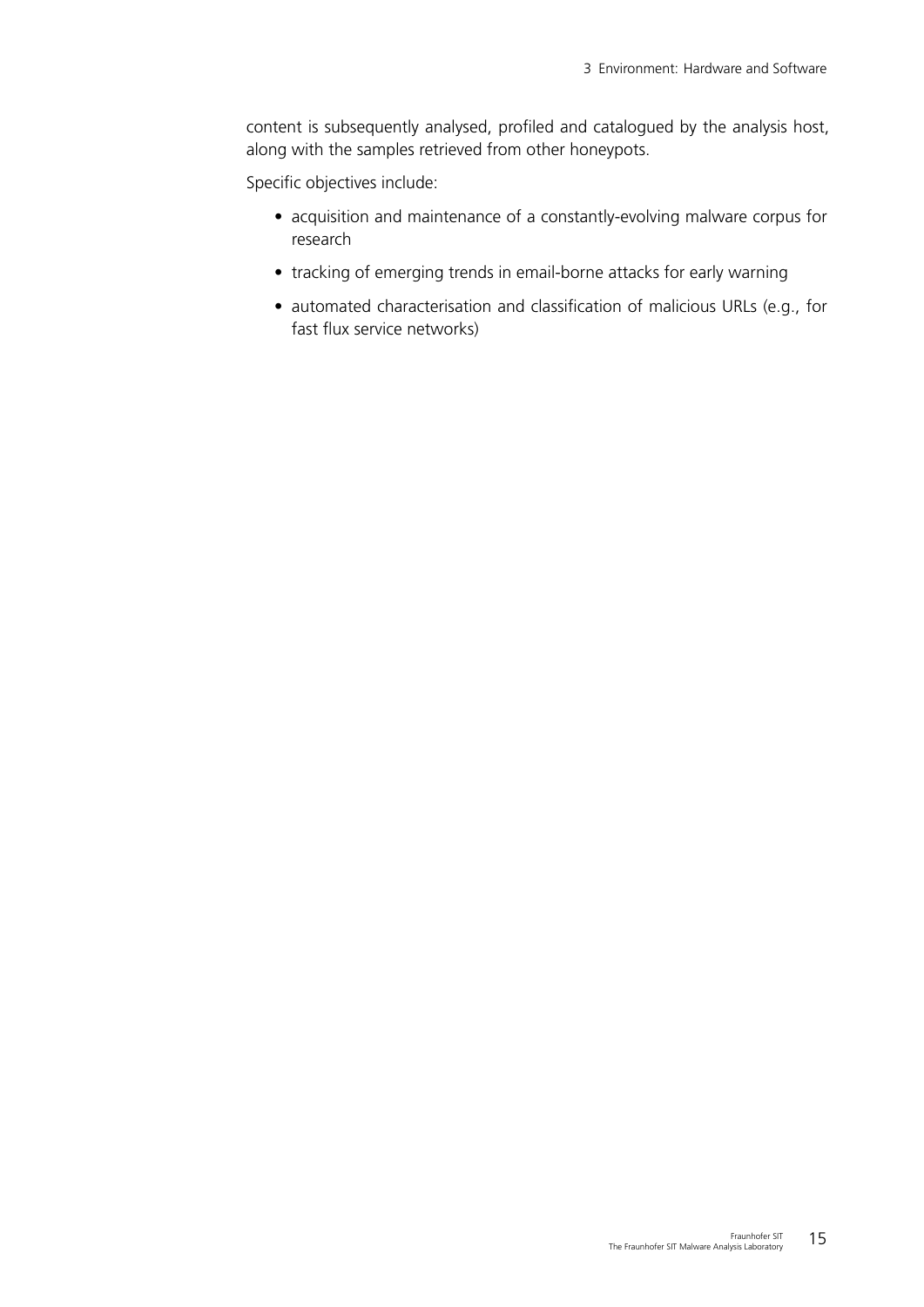content is subsequently analysed, profiled and catalogued by the analysis host, along with the samples retrieved from other honeypots.

Specific objectives include:

- acquisition and maintenance of a constantly-evolving malware corpus for research
- tracking of emerging trends in email-borne attacks for early warning
- automated characterisation and classification of malicious URLs (e.g., for fast flux service networks)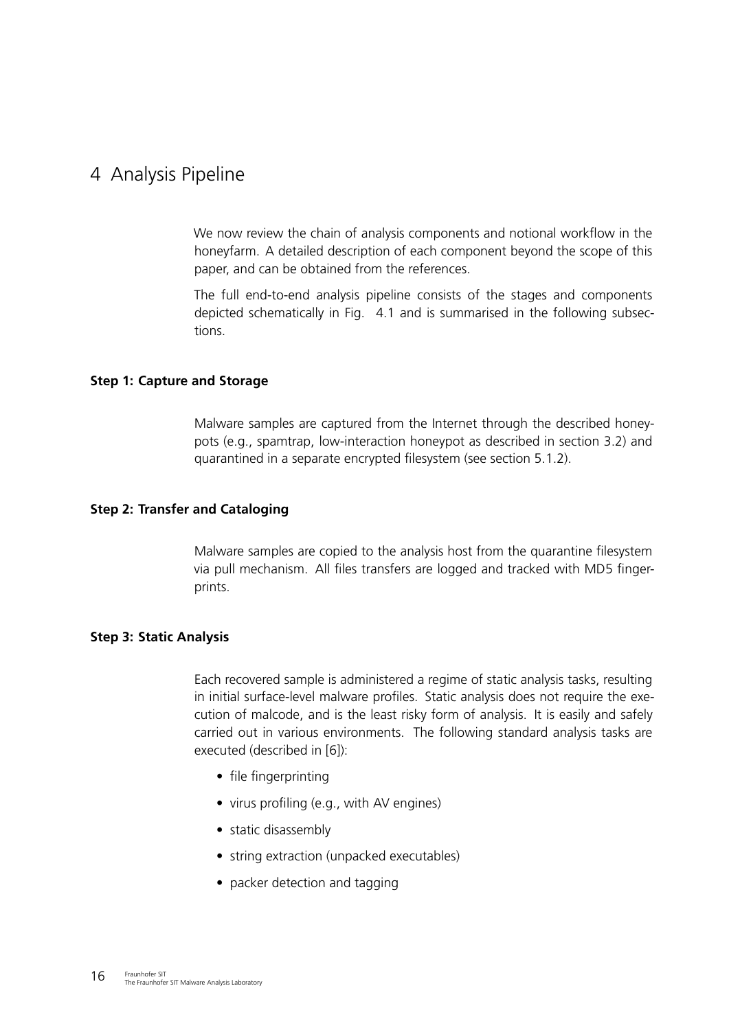# 4 Analysis Pipeline

We now review the chain of analysis components and notional workflow in the honeyfarm. A detailed description of each component beyond the scope of this paper, and can be obtained from the references.

The full end-to-end analysis pipeline consists of the stages and components depicted schematically in Fig. 4.1 and is summarised in the following subsections.

**Step 1: Capture and Storage**

Malware samples are captured from the Internet through the described honeypots (e.g., spamtrap, low-interaction honeypot as described in section 3.2) and quarantined in a separate encrypted filesystem (see section 5.1.2).

**Step 2: Transfer and Cataloging**

Malware samples are copied to the analysis host from the quarantine filesystem via pull mechanism. All files transfers are logged and tracked with MD5 fingerprints.

**Step 3: Static Analysis**

Each recovered sample is administered a regime of static analysis tasks, resulting in initial surface-level malware profiles. Static analysis does not require the execution of malcode, and is the least risky form of analysis. It is easily and safely carried out in various environments. The following standard analysis tasks are executed (described in [6]):

- file fingerprinting
- virus profiling (e.g., with AV engines)
- static disassembly
- string extraction (unpacked executables)
- packer detection and tagging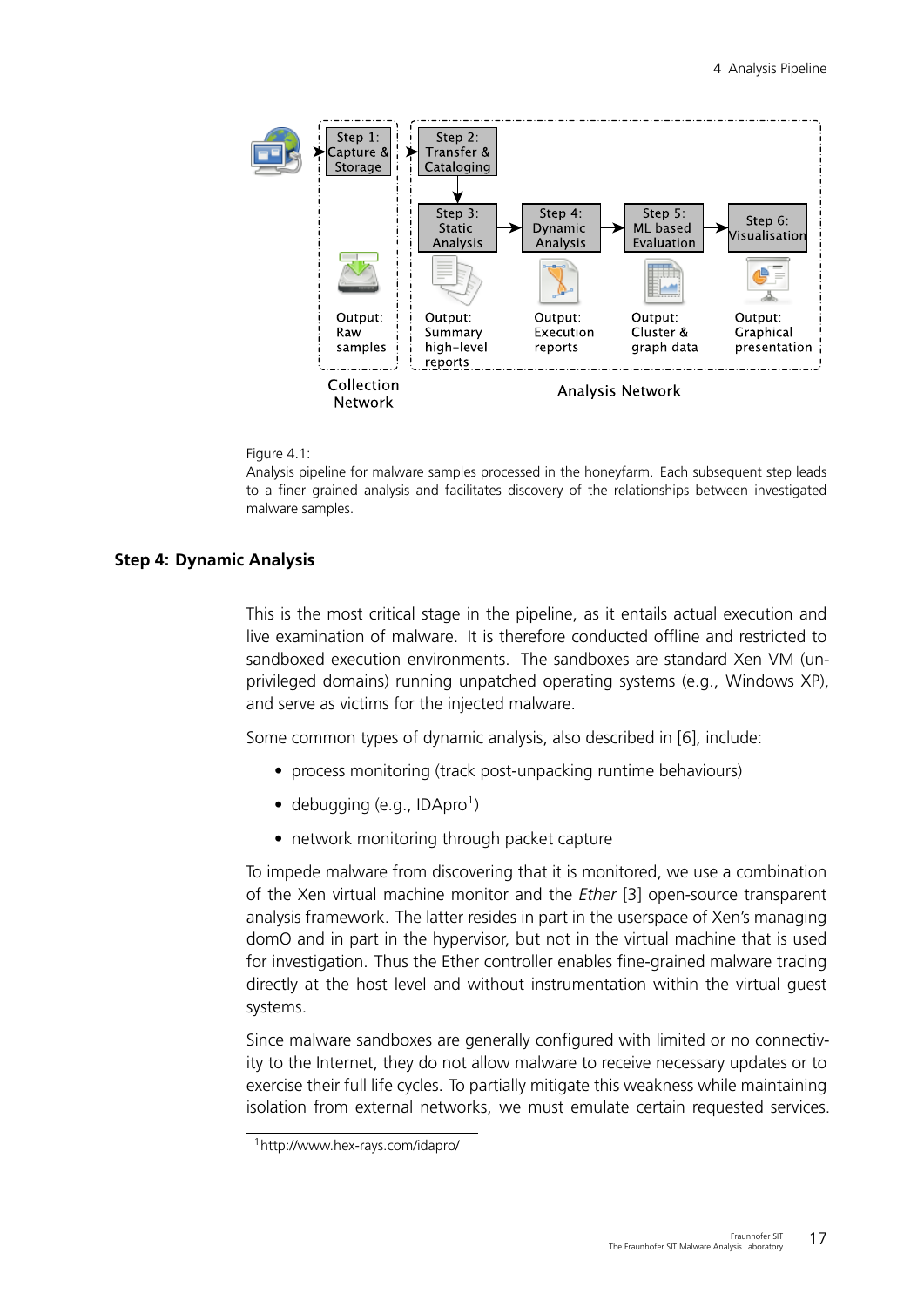Figure 4.1:
Analysis pipeline for malware samples processed in the honeyfarm. Each subsequent step leads to a finer grained analysis and facilitates discovery of the relationships between investigated malware samples.

### Step 4: Dynamic Analysis

This is the most critical stage in the pipeline, as it entails actual execution and live examination of malware. It is therefore conducted offline and restricted to sandboxed execution environments. The sandboxes are standard Xen VM (unprivileged domains) running unpatched operating systems (e.g., Windows XP), and serve as victims for the injected malware.

Some common types of dynamic analysis, also described in [6], include:

- process monitoring (track post-unpacking runtime behaviours)
- debugging (e.g., IDApro[1])
- network monitoring through packet capture

To impede malware from discovering that it is monitored, we use a combination of the Xen virtual machine monitor and the *Ether* [3] open-source transparent analysis framework. The latter resides in part in the userspace of Xen's managing domO and in part in the hypervisor, but not in the virtual machine that is used for investigation. Thus the Ether controller enables fine-grained malware tracing directly at the host level and without instrumentation within the virtual guest systems.

Since malware sandboxes are generally configured with limited or no connectivity to the Internet, they do not allow malware to receive necessary updates or to exercise their full life cycles. To partially mitigate this weakness while maintaining isolation from external networks, we must emulate certain requested services.

[1] http://www.hex-rays.com/idapro/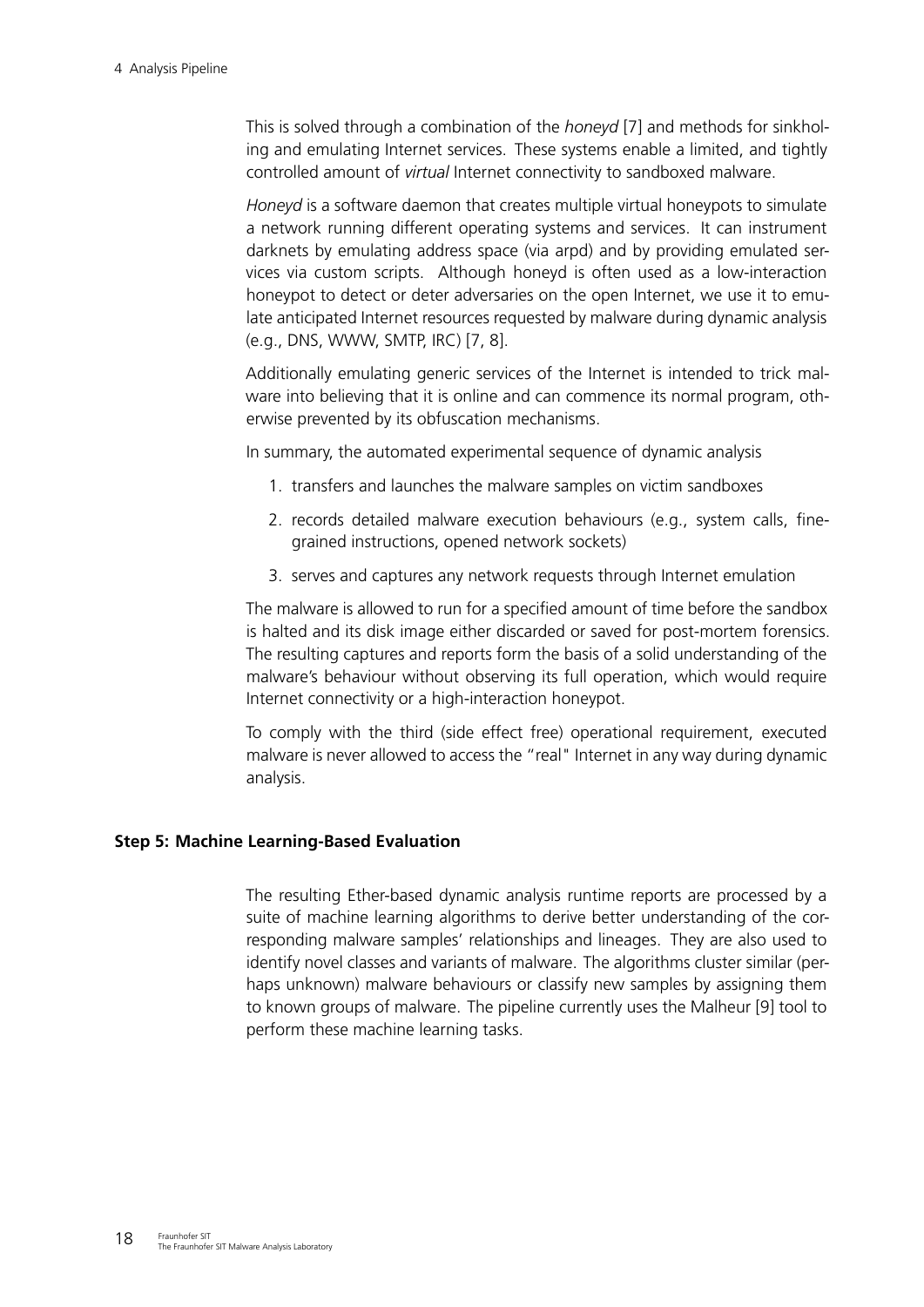This is solved through a combination of the *honeyd* [7] and methods for sinkholing and emulating Internet services. These systems enable a limited, and tightly controlled amount of *virtual* Internet connectivity to sandboxed malware.

*Honeyd* is a software daemon that creates multiple virtual honeypots to simulate a network running different operating systems and services. It can instrument darknets by emulating address space (via arpd) and by providing emulated services via custom scripts. Although honeyd is often used as a low-interaction honeypot to detect or deter adversaries on the open Internet, we use it to emulate anticipated Internet resources requested by malware during dynamic analysis (e.g., DNS, WWW, SMTP, IRC) [7, 8].

Additionally emulating generic services of the Internet is intended to trick malware into believing that it is online and can commence its normal program, otherwise prevented by its obfuscation mechanisms.

In summary, the automated experimental sequence of dynamic analysis

1. transfers and launches the malware samples on victim sandboxes
2. records detailed malware execution behaviours (e.g., system calls, fine-grained instructions, opened network sockets)
3. serves and captures any network requests through Internet emulation

The malware is allowed to run for a specified amount of time before the sandbox is halted and its disk image either discarded or saved for post-mortem forensics. The resulting captures and reports form the basis of a solid understanding of the malware's behaviour without observing its full operation, which would require Internet connectivity or a high-interaction honeypot.

To comply with the third (side effect free) operational requirement, executed malware is never allowed to access the "real" Internet in any way during dynamic analysis.

**Step 5: Machine Learning-Based Evaluation**

The resulting Ether-based dynamic analysis runtime reports are processed by a suite of machine learning algorithms to derive better understanding of the corresponding malware samples' relationships and lineages. They are also used to identify novel classes and variants of malware. The algorithms cluster similar (perhaps unknown) malware behaviours or classify new samples by assigning them to known groups of malware. The pipeline currently uses the Malheur [9] tool to perform these machine learning tasks.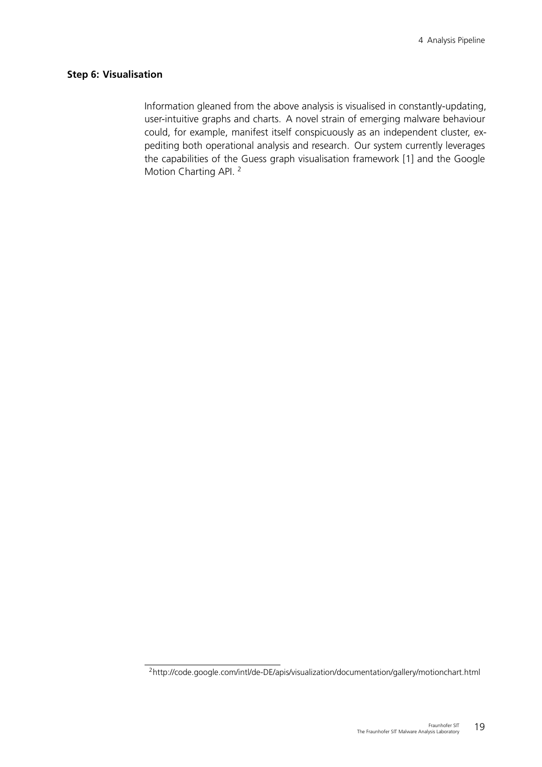### Step 6: Visualisation

Information gleaned from the above analysis is visualised in constantly-updating, user-intuitive graphs and charts. A novel strain of emerging malware behaviour could, for example, manifest itself conspicuously as an independent cluster, expediting both operational analysis and research. Our system currently leverages the capabilities of the Guess graph visualisation framework [1] and the Google Motion Charting API. [2]

---

[2] http://code.google.com/intl/de-DE/apis/visualization/documentation/gallery/motionchart.html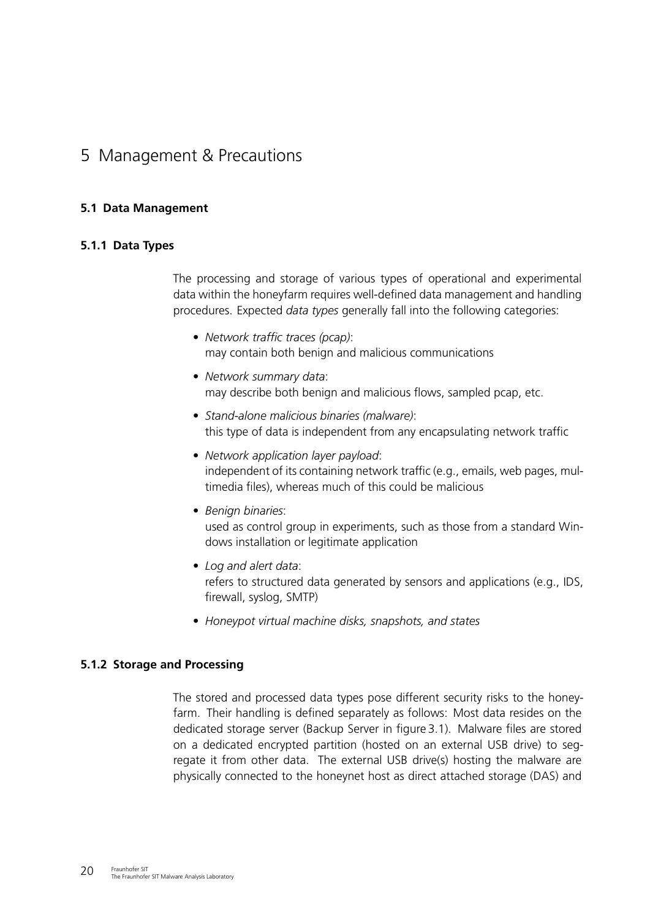# 5 Management & Precautions

## 5.1 Data Management

### 5.1.1 Data Types

The processing and storage of various types of operational and experimental data within the honeyfarm requires well-defined data management and handling procedures. Expected *data types* generally fall into the following categories:

- *Network traffic traces (pcap)*:
  may contain both benign and malicious communications
- *Network summary data*:
  may describe both benign and malicious flows, sampled pcap, etc.
- *Stand-alone malicious binaries (malware)*:
  this type of data is independent from any encapsulating network traffic
- *Network application layer payload*:
  independent of its containing network traffic (e.g., emails, web pages, multimedia files), whereas much of this could be malicious
- *Benign binaries*:
  used as control group in experiments, such as those from a standard Windows installation or legitimate application
- *Log and alert data*:
  refers to structured data generated by sensors and applications (e.g., IDS, firewall, syslog, SMTP)
- *Honeypot virtual machine disks, snapshots, and states*

### 5.1.2 Storage and Processing

The stored and processed data types pose different security risks to the honeyfarm. Their handling is defined separately as follows: Most data resides on the dedicated storage server (Backup Server in figure 3.1). Malware files are stored on a dedicated encrypted partition (hosted on an external USB drive) to segregate it from other data. The external USB drive(s) hosting the malware are physically connected to the honeynet host as direct attached storage (DAS) and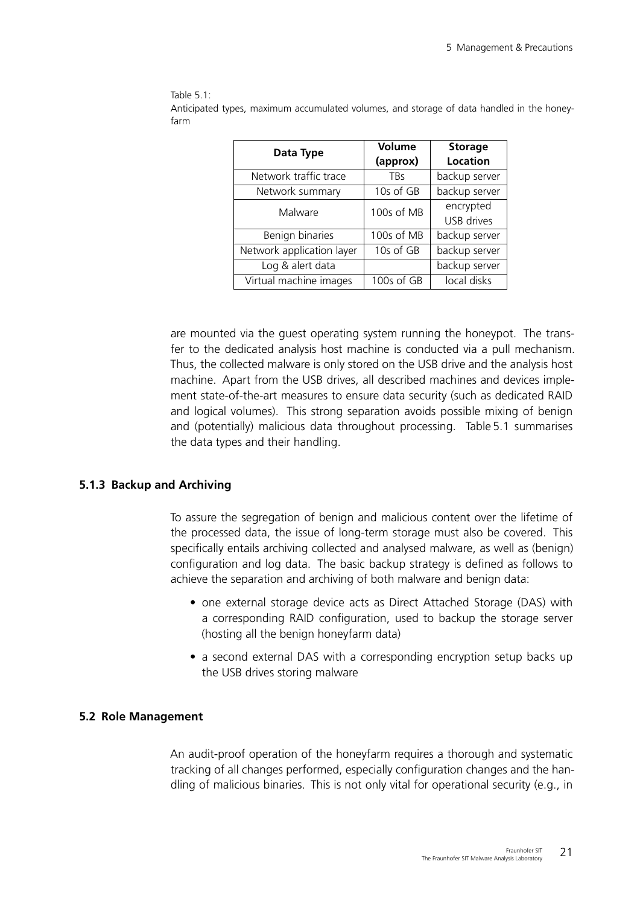Table 5.1:
Anticipated types, maximum accumulated volumes, and storage of data handled in the honeyfarm

| Data Type | Volume (approx) | Storage Location |
|---|---|---|
| Network traffic trace | TBs | backup server |
| Network summary | 10s of GB | backup server |
| Malware | 100s of MB | encrypted USB drives |
| Benign binaries | 100s of MB | backup server |
| Network application layer | 10s of GB | backup server |
| Log & alert data | | backup server |
| Virtual machine images | 100s of GB | local disks |

are mounted via the guest operating system running the honeypot. The transfer to the dedicated analysis host machine is conducted via a pull mechanism. Thus, the collected malware is only stored on the USB drive and the analysis host machine. Apart from the USB drives, all described machines and devices implement state-of-the-art measures to ensure data security (such as dedicated RAID and logical volumes). This strong separation avoids possible mixing of benign and (potentially) malicious data throughout processing. Table 5.1 summarises the data types and their handling.

### 5.1.3 Backup and Archiving

To assure the segregation of benign and malicious content over the lifetime of the processed data, the issue of long-term storage must also be covered. This specifically entails archiving collected and analysed malware, as well as (benign) configuration and log data. The basic backup strategy is defined as follows to achieve the separation and archiving of both malware and benign data:

- one external storage device acts as Direct Attached Storage (DAS) with a corresponding RAID configuration, used to backup the storage server (hosting all the benign honeyfarm data)
- a second external DAS with a corresponding encryption setup backs up the USB drives storing malware

## 5.2 Role Management

An audit-proof operation of the honeyfarm requires a thorough and systematic tracking of all changes performed, especially configuration changes and the handling of malicious binaries. This is not only vital for operational security (e.g., in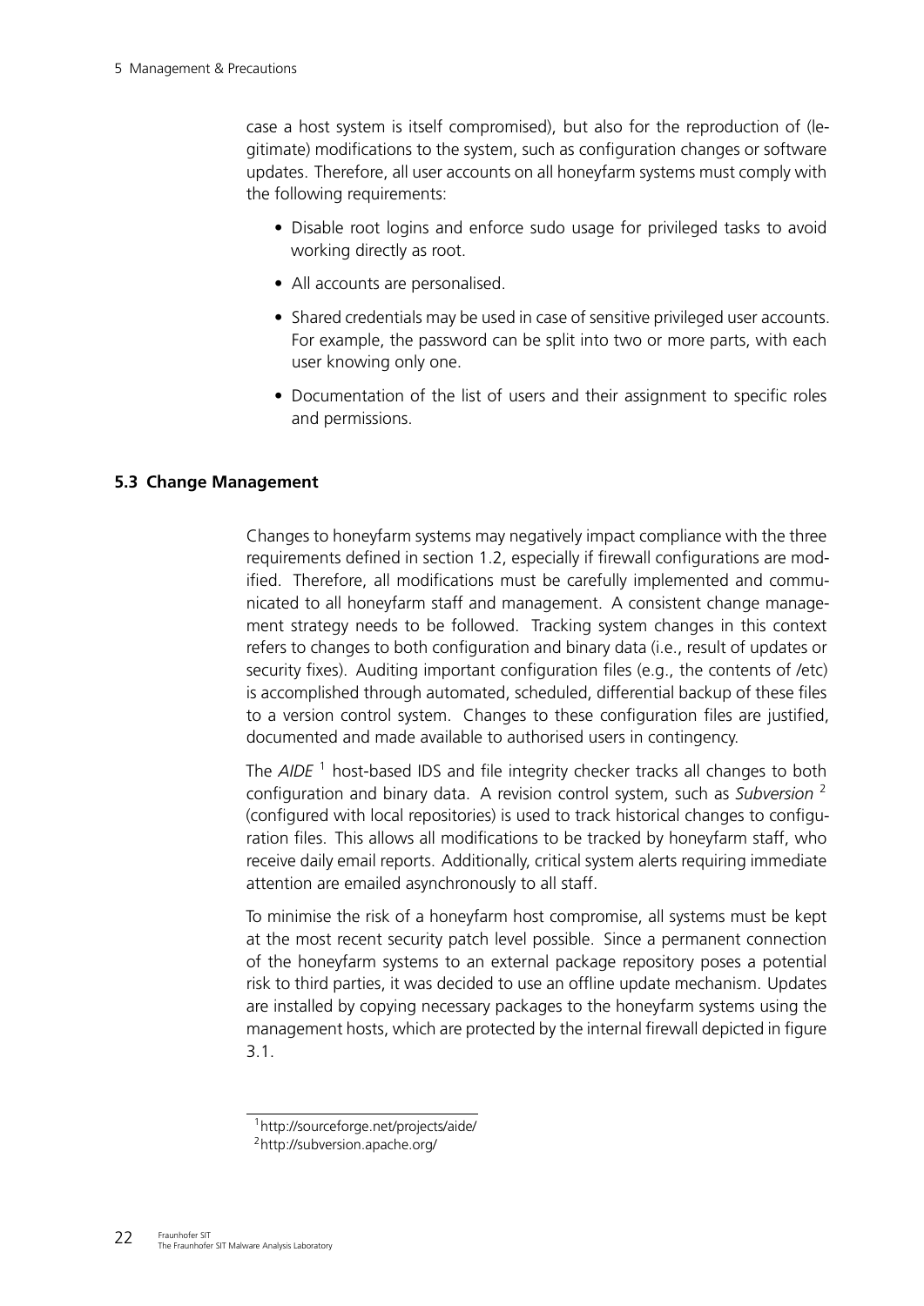case a host system is itself compromised), but also for the reproduction of (legitimate) modifications to the system, such as configuration changes or software updates. Therefore, all user accounts on all honeyfarm systems must comply with the following requirements:

- Disable root logins and enforce sudo usage for privileged tasks to avoid working directly as root.
- All accounts are personalised.
- Shared credentials may be used in case of sensitive privileged user accounts. For example, the password can be split into two or more parts, with each user knowing only one.
- Documentation of the list of users and their assignment to specific roles and permissions.

## 5.3 Change Management

Changes to honeyfarm systems may negatively impact compliance with the three requirements defined in section 1.2, especially if firewall configurations are modified. Therefore, all modifications must be carefully implemented and communicated to all honeyfarm staff and management. A consistent change management strategy needs to be followed. Tracking system changes in this context refers to changes to both configuration and binary data (i.e., result of updates or security fixes). Auditing important configuration files (e.g., the contents of /etc) is accomplished through automated, scheduled, differential backup of these files to a version control system. Changes to these configuration files are justified, documented and made available to authorised users in contingency.

The *AIDE* [1] host-based IDS and file integrity checker tracks all changes to both configuration and binary data. A revision control system, such as *Subversion* [2] (configured with local repositories) is used to track historical changes to configuration files. This allows all modifications to be tracked by honeyfarm staff, who receive daily email reports. Additionally, critical system alerts requiring immediate attention are emailed asynchronously to all staff.

To minimise the risk of a honeyfarm host compromise, all systems must be kept at the most recent security patch level possible. Since a permanent connection of the honeyfarm systems to an external package repository poses a potential risk to third parties, it was decided to use an offline update mechanism. Updates are installed by copying necessary packages to the honeyfarm systems using the management hosts, which are protected by the internal firewall depicted in figure 3.1.

[1] http://sourceforge.net/projects/aide/

[2] http://subversion.apache.org/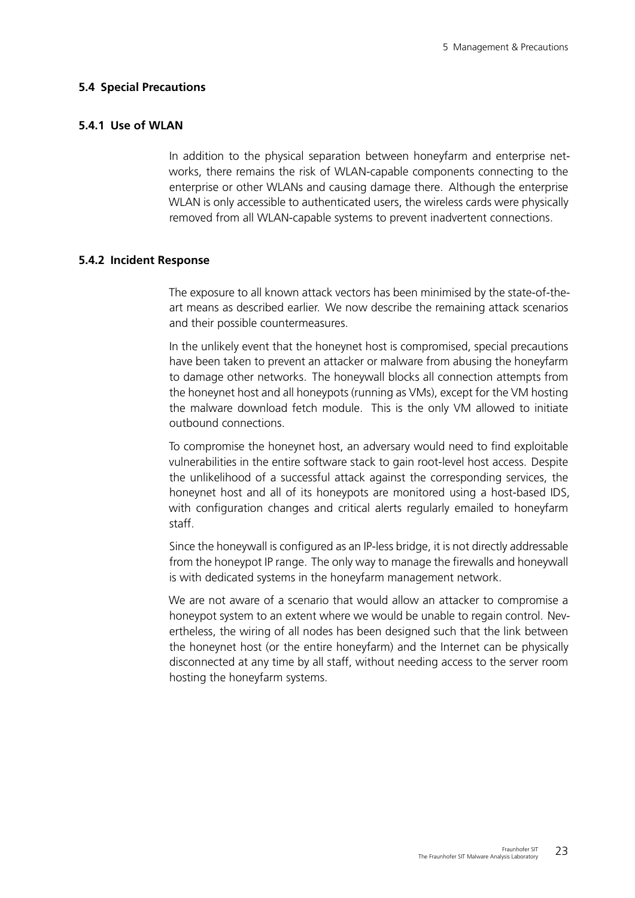## 5.4 Special Precautions

### 5.4.1 Use of WLAN

In addition to the physical separation between honeyfarm and enterprise networks, there remains the risk of WLAN-capable components connecting to the enterprise or other WLANs and causing damage there. Although the enterprise WLAN is only accessible to authenticated users, the wireless cards were physically removed from all WLAN-capable systems to prevent inadvertent connections.

### 5.4.2 Incident Response

The exposure to all known attack vectors has been minimised by the state-of-the-art means as described earlier. We now describe the remaining attack scenarios and their possible countermeasures.

In the unlikely event that the honeynet host is compromised, special precautions have been taken to prevent an attacker or malware from abusing the honeyfarm to damage other networks. The honeywall blocks all connection attempts from the honeynet host and all honeypots (running as VMs), except for the VM hosting the malware download fetch module. This is the only VM allowed to initiate outbound connections.

To compromise the honeynet host, an adversary would need to find exploitable vulnerabilities in the entire software stack to gain root-level host access. Despite the unlikelihood of a successful attack against the corresponding services, the honeynet host and all of its honeypots are monitored using a host-based IDS, with configuration changes and critical alerts regularly emailed to honeyfarm staff.

Since the honeywall is configured as an IP-less bridge, it is not directly addressable from the honeypot IP range. The only way to manage the firewalls and honeywall is with dedicated systems in the honeyfarm management network.

We are not aware of a scenario that would allow an attacker to compromise a honeypot system to an extent where we would be unable to regain control. Nevertheless, the wiring of all nodes has been designed such that the link between the honeynet host (or the entire honeyfarm) and the Internet can be physically disconnected at any time by all staff, without needing access to the server room hosting the honeyfarm systems.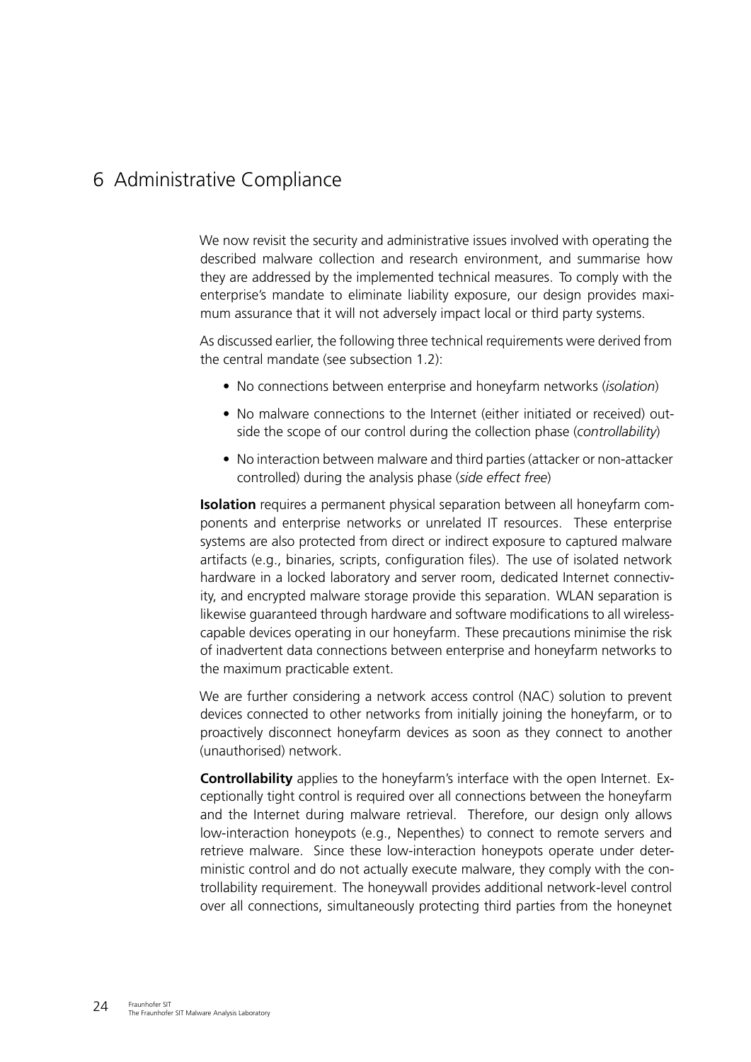# 6 Administrative Compliance

We now revisit the security and administrative issues involved with operating the described malware collection and research environment, and summarise how they are addressed by the implemented technical measures. To comply with the enterprise's mandate to eliminate liability exposure, our design provides maximum assurance that it will not adversely impact local or third party systems.

As discussed earlier, the following three technical requirements were derived from the central mandate (see subsection 1.2):

- No connections between enterprise and honeyfarm networks (*isolation*)
- No malware connections to the Internet (either initiated or received) outside the scope of our control during the collection phase (*controllability*)
- No interaction between malware and third parties (attacker or non-attacker controlled) during the analysis phase (*side effect free*)

**Isolation** requires a permanent physical separation between all honeyfarm components and enterprise networks or unrelated IT resources. These enterprise systems are also protected from direct or indirect exposure to captured malware artifacts (e.g., binaries, scripts, configuration files). The use of isolated network hardware in a locked laboratory and server room, dedicated Internet connectivity, and encrypted malware storage provide this separation. WLAN separation is likewise guaranteed through hardware and software modifications to all wireless-capable devices operating in our honeyfarm. These precautions minimise the risk of inadvertent data connections between enterprise and honeyfarm networks to the maximum practicable extent.

We are further considering a network access control (NAC) solution to prevent devices connected to other networks from initially joining the honeyfarm, or to proactively disconnect honeyfarm devices as soon as they connect to another (unauthorised) network.

**Controllability** applies to the honeyfarm's interface with the open Internet. Exceptionally tight control is required over all connections between the honeyfarm and the Internet during malware retrieval. Therefore, our design only allows low-interaction honeypots (e.g., Nepenthes) to connect to remote servers and retrieve malware. Since these low-interaction honeypots operate under deterministic control and do not actually execute malware, they comply with the controllability requirement. The honeywall provides additional network-level control over all connections, simultaneously protecting third parties from the honeynet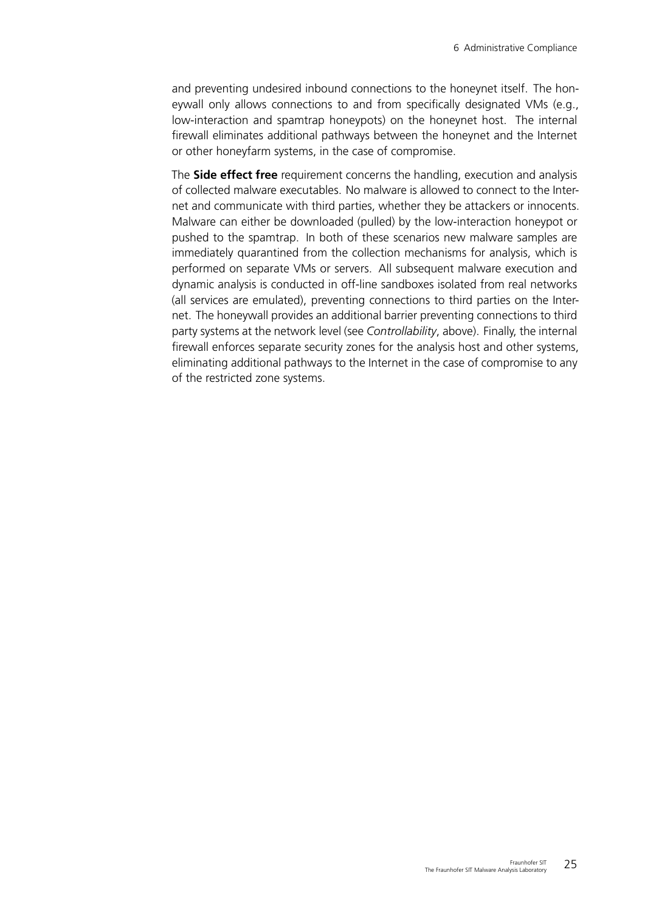and preventing undesired inbound connections to the honeynet itself. The honeywall only allows connections to and from specifically designated VMs (e.g., low-interaction and spamtrap honeypots) on the honeynet host. The internal firewall eliminates additional pathways between the honeynet and the Internet or other honeyfarm systems, in the case of compromise.

The **Side effect free** requirement concerns the handling, execution and analysis of collected malware executables. No malware is allowed to connect to the Internet and communicate with third parties, whether they be attackers or innocents. Malware can either be downloaded (pulled) by the low-interaction honeypot or pushed to the spamtrap. In both of these scenarios new malware samples are immediately quarantined from the collection mechanisms for analysis, which is performed on separate VMs or servers. All subsequent malware execution and dynamic analysis is conducted in off-line sandboxes isolated from real networks (all services are emulated), preventing connections to third parties on the Internet. The honeywall provides an additional barrier preventing connections to third party systems at the network level (see *Controllability*, above). Finally, the internal firewall enforces separate security zones for the analysis host and other systems, eliminating additional pathways to the Internet in the case of compromise to any of the restricted zone systems.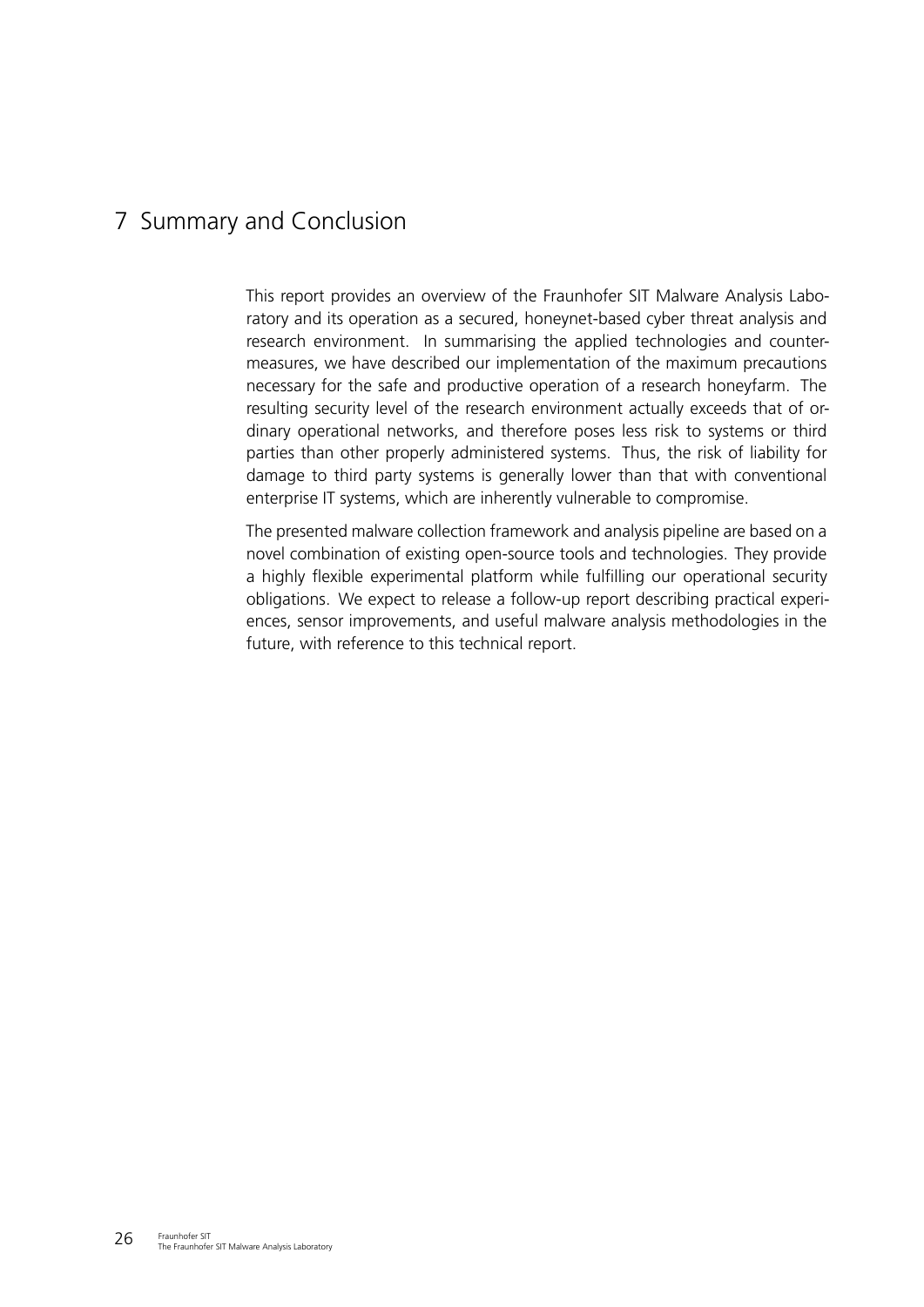# 7 Summary and Conclusion

This report provides an overview of the Fraunhofer SIT Malware Analysis Laboratory and its operation as a secured, honeynet-based cyber threat analysis and research environment. In summarising the applied technologies and countermeasures, we have described our implementation of the maximum precautions necessary for the safe and productive operation of a research honeyfarm. The resulting security level of the research environment actually exceeds that of ordinary operational networks, and therefore poses less risk to systems or third parties than other properly administered systems. Thus, the risk of liability for damage to third party systems is generally lower than that with conventional enterprise IT systems, which are inherently vulnerable to compromise.

The presented malware collection framework and analysis pipeline are based on a novel combination of existing open-source tools and technologies. They provide a highly flexible experimental platform while fulfilling our operational security obligations. We expect to release a follow-up report describing practical experiences, sensor improvements, and useful malware analysis methodologies in the future, with reference to this technical report.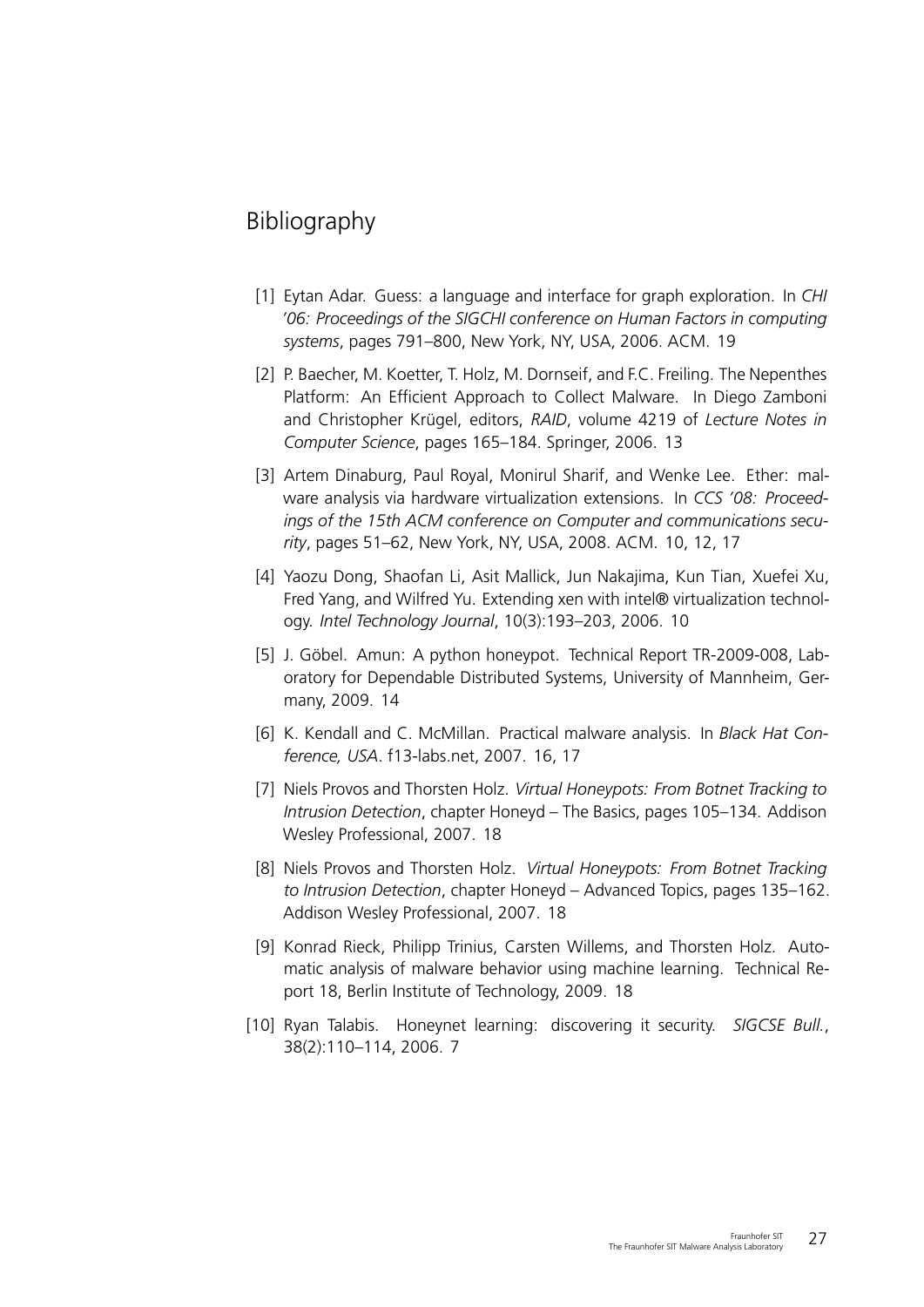# Bibliography

[1] Eytan Adar. Guess: a language and interface for graph exploration. In *CHI '06: Proceedings of the SIGCHI conference on Human Factors in computing systems*, pages 791–800, New York, NY, USA, 2006. ACM. 19

[2] P. Baecher, M. Koetter, T. Holz, M. Dornseif, and F.C. Freiling. The Nepenthes Platform: An Efficient Approach to Collect Malware. In Diego Zamboni and Christopher Krügel, editors, *RAID*, volume 4219 of *Lecture Notes in Computer Science*, pages 165–184. Springer, 2006. 13

[3] Artem Dinaburg, Paul Royal, Monirul Sharif, and Wenke Lee. Ether: malware analysis via hardware virtualization extensions. In *CCS '08: Proceedings of the 15th ACM conference on Computer and communications security*, pages 51–62, New York, NY, USA, 2008. ACM. 10, 12, 17

[4] Yaozu Dong, Shaofan Li, Asit Mallick, Jun Nakajima, Kun Tian, Xuefei Xu, Fred Yang, and Wilfred Yu. Extending xen with intel® virtualization technology. *Intel Technology Journal*, 10(3):193–203, 2006. 10

[5] J. Göbel. Amun: A python honeypot. Technical Report TR-2009-008, Laboratory for Dependable Distributed Systems, University of Mannheim, Germany, 2009. 14

[6] K. Kendall and C. McMillan. Practical malware analysis. In *Black Hat Conference, USA*. f13-labs.net, 2007. 16, 17

[7] Niels Provos and Thorsten Holz. *Virtual Honeypots: From Botnet Tracking to Intrusion Detection*, chapter Honeyd – The Basics, pages 105–134. Addison Wesley Professional, 2007. 18

[8] Niels Provos and Thorsten Holz. *Virtual Honeypots: From Botnet Tracking to Intrusion Detection*, chapter Honeyd – Advanced Topics, pages 135–162. Addison Wesley Professional, 2007. 18

[9] Konrad Rieck, Philipp Trinius, Carsten Willems, and Thorsten Holz. Automatic analysis of malware behavior using machine learning. Technical Report 18, Berlin Institute of Technology, 2009. 18

[10] Ryan Talabis. Honeynet learning: discovering it security. *SIGCSE Bull.*, 38(2):110–114, 2006. 7